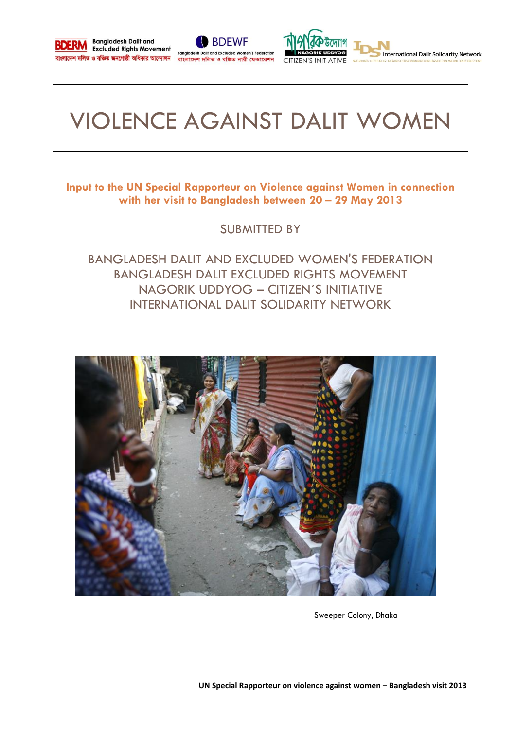# VIOLENCE AGAINST DALIT WOMEN

**Input to the UN Special Rapporteur on Violence against Women in connection with her visit to Bangladesh between 20 – 29 May 2013**

SUBMITTED BY

BANGLADESH DALIT AND EXCLUDED WOMEN'S FEDERATION
BANGLADESH DALIT EXCLUDED RIGHTS MOVEMENT
NAGORIK UDDYOG – CITIZEN´S INITIATIVE
INTERNATIONAL DALIT SOLIDARITY NETWORK

Sweeper Colony, Dhaka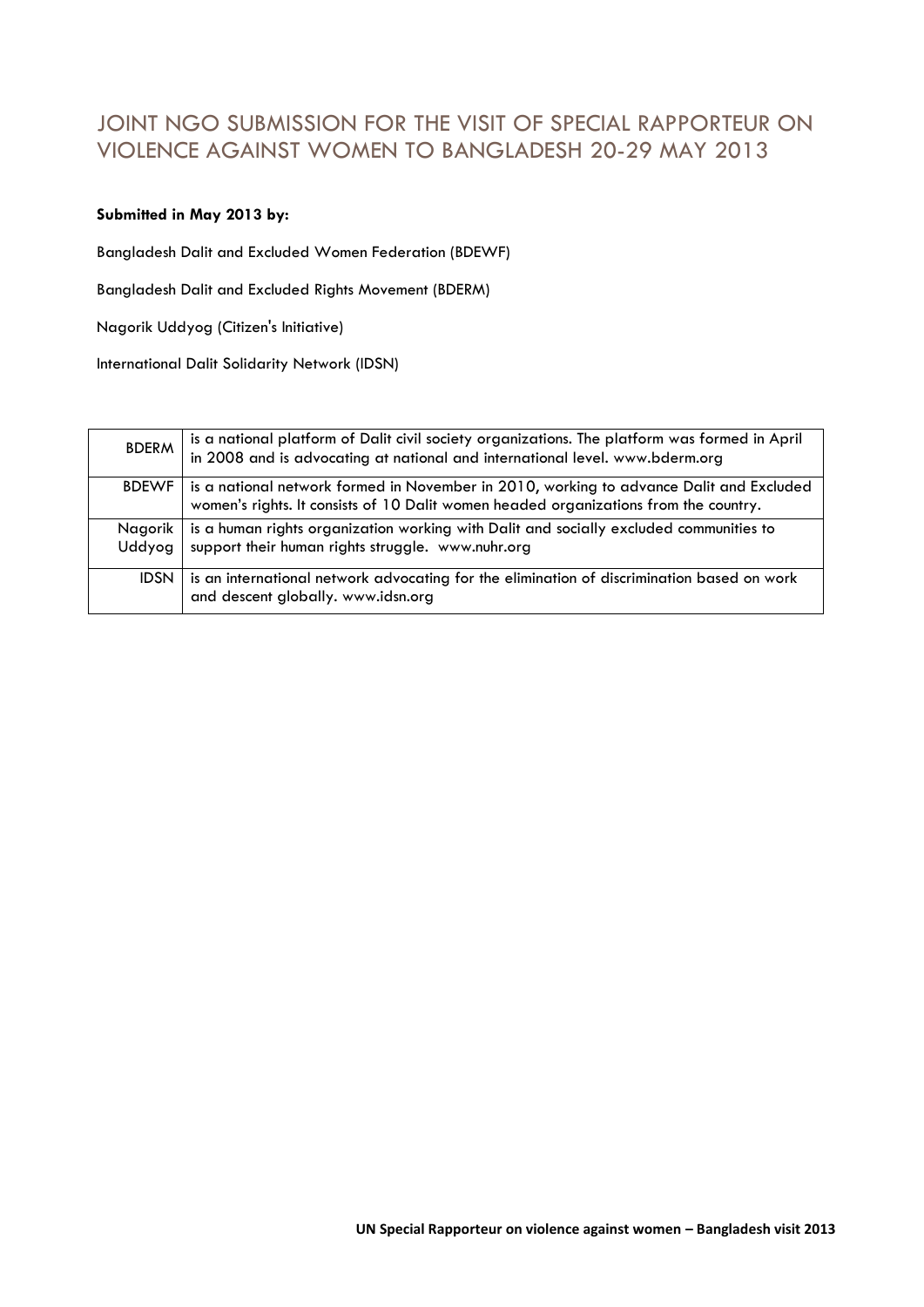# JOINT NGO SUBMISSION FOR THE VISIT OF SPECIAL RAPPORTEUR ON VIOLENCE AGAINST WOMEN TO BANGLADESH 20-29 MAY 2013

**Submitted in May 2013 by:**

Bangladesh Dalit and Excluded Women Federation (BDEWF)

Bangladesh Dalit and Excluded Rights Movement (BDERM)

Nagorik Uddyog (Citizen's Initiative)

International Dalit Solidarity Network (IDSN)

| | |
|---|---|
| BDERM | is a national platform of Dalit civil society organizations. The platform was formed in April in 2008 and is advocating at national and international level. www.bderm.org |
| BDEWF | is a national network formed in November in 2010, working to advance Dalit and Excluded women's rights. It consists of 10 Dalit women headed organizations from the country. |
| Nagorik Uddyog | is a human rights organization working with Dalit and socially excluded communities to support their human rights struggle. www.nuhr.org |
| IDSN | is an international network advocating for the elimination of discrimination based on work and descent globally. www.idsn.org |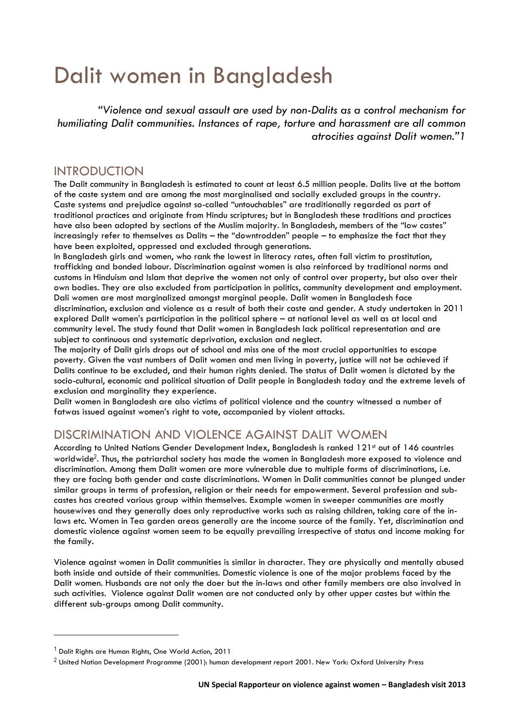# Dalit women in Bangladesh

*"Violence and sexual assault are used by non-Dalits as a control mechanism for humiliating Dalit communities. Instances of rape, torture and harassment are all common atrocities against Dalit women."1*

## INTRODUCTION

The Dalit community in Bangladesh is estimated to count at least 6.5 million people. Dalits live at the bottom of the caste system and are among the most marginalised and socially excluded groups in the country. Caste systems and prejudice against so-called "untouchables" are traditionally regarded as part of traditional practices and originate from Hindu scriptures; but in Bangladesh these traditions and practices have also been adopted by sections of the Muslim majority. In Bangladesh, members of the "low castes" increasingly refer to themselves as Dalits – the "downtrodden" people – to emphasize the fact that they have been exploited, oppressed and excluded through generations.

In Bangladesh girls and women, who rank the lowest in literacy rates, often fall victim to prostitution, trafficking and bonded labour. Discrimination against women is also reinforced by traditional norms and customs in Hinduism and Islam that deprive the women not only of control over property, but also over their own bodies. They are also excluded from participation in politics, community development and employment. Dali women are most marginalized amongst marginal people. Dalit women in Bangladesh face discrimination, exclusion and violence as a result of both their caste and gender. A study undertaken in 2011 explored Dalit women's participation in the political sphere – at national level as well as at local and community level. The study found that Dalit women in Bangladesh lack political representation and are subject to continuous and systematic deprivation, exclusion and neglect.

The majority of Dalit girls drops out of school and miss one of the most crucial opportunities to escape poverty. Given the vast numbers of Dalit women and men living in poverty, justice will not be achieved if Dalits continue to be excluded, and their human rights denied. The status of Dalit women is dictated by the socio-cultural, economic and political situation of Dalit people in Bangladesh today and the extreme levels of exclusion and marginality they experience.

Dalit women in Bangladesh are also victims of political violence and the country witnessed a number of fatwas issued against women's right to vote, accompanied by violent attacks.

## DISCRIMINATION AND VIOLENCE AGAINST DALIT WOMEN

According to United Nations Gender Development Index, Bangladesh is ranked 121st out of 146 countries worldwide[2]. Thus, the patriarchal society has made the women in Bangladesh more exposed to violence and discrimination. Among them Dalit women are more vulnerable due to multiple forms of discriminations, i.e. they are facing both gender and caste discriminations. Women in Dalit communities cannot be plunged under similar groups in terms of profession, religion or their needs for empowerment. Several profession and sub-castes has created various group within themselves. Example women in sweeper communities are mostly housewives and they generally does only reproductive works such as raising children, taking care of the in-laws etc. Women in Tea garden areas generally are the income source of the family. Yet, discrimination and domestic violence against women seem to be equally prevailing irrespective of status and income making for the family.

Violence against women in Dalit communities is similar in character. They are physically and mentally abused both inside and outside of their communities. Domestic violence is one of the major problems faced by the Dalit women. Husbands are not only the doer but the in-laws and other family members are also involved in such activities. Violence against Dalit women are not conducted only by other upper castes but within the different sub-groups among Dalit community.

[1] Dalit Rights are Human Rights, One World Action, 2011

[2] United Nation Development Programme (2001): human development report 2001. New York: Oxford University Press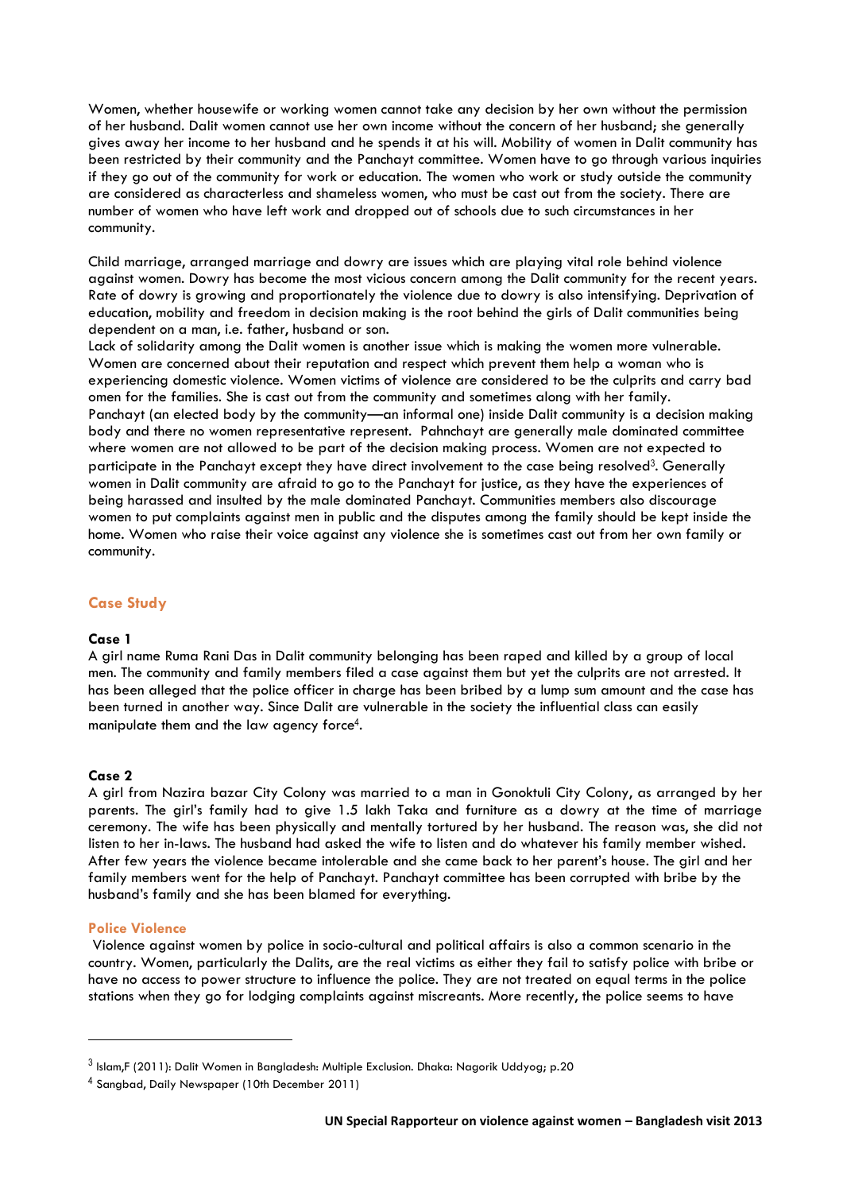Women, whether housewife or working women cannot take any decision by her own without the permission of her husband. Dalit women cannot use her own income without the concern of her husband; she generally gives away her income to her husband and he spends it at his will. Mobility of women in Dalit community has been restricted by their community and the Panchayt committee. Women have to go through various inquiries if they go out of the community for work or education. The women who work or study outside the community are considered as characterless and shameless women, who must be cast out from the society. There are number of women who have left work and dropped out of schools due to such circumstances in her community.

Child marriage, arranged marriage and dowry are issues which are playing vital role behind violence against women. Dowry has become the most vicious concern among the Dalit community for the recent years. Rate of dowry is growing and proportionately the violence due to dowry is also intensifying. Deprivation of education, mobility and freedom in decision making is the root behind the girls of Dalit communities being dependent on a man, i.e. father, husband or son.

Lack of solidarity among the Dalit women is another issue which is making the women more vulnerable. Women are concerned about their reputation and respect which prevent them help a woman who is experiencing domestic violence. Women victims of violence are considered to be the culprits and carry bad omen for the families. She is cast out from the community and sometimes along with her family.

Panchayt (an elected body by the community—an informal one) inside Dalit community is a decision making body and there no women representative represent. Pahnchayt are generally male dominated committee where women are not allowed to be part of the decision making process. Women are not expected to participate in the Panchayt except they have direct involvement to the case being resolved[3]. Generally women in Dalit community are afraid to go to the Panchayt for justice, as they have the experiences of being harassed and insulted by the male dominated Panchayt. Communities members also discourage women to put complaints against men in public and the disputes among the family should be kept inside the home. Women who raise their voice against any violence she is sometimes cast out from her own family or community.

## Case Study

### Case 1

A girl name Ruma Rani Das in Dalit community belonging has been raped and killed by a group of local men. The community and family members filed a case against them but yet the culprits are not arrested. It has been alleged that the police officer in charge has been bribed by a lump sum amount and the case has been turned in another way. Since Dalit are vulnerable in the society the influential class can easily manipulate them and the law agency force[4].

### Case 2

A girl from Nazira bazar City Colony was married to a man in Gonoktuli City Colony, as arranged by her parents. The girl's family had to give 1.5 lakh Taka and furniture as a dowry at the time of marriage ceremony. The wife has been physically and mentally tortured by her husband. The reason was, she did not listen to her in-laws. The husband had asked the wife to listen and do whatever his family member wished. After few years the violence became intolerable and she came back to her parent's house. The girl and her family members went for the help of Panchayt. Panchayt committee has been corrupted with bribe by the husband's family and she has been blamed for everything.

### Police Violence

Violence against women by police in socio-cultural and political affairs is also a common scenario in the country. Women, particularly the Dalits, are the real victims as either they fail to satisfy police with bribe or have no access to power structure to influence the police. They are not treated on equal terms in the police stations when they go for lodging complaints against miscreants. More recently, the police seems to have

[3] Islam,F (2011): Dalit Women in Bangladesh: Multiple Exclusion. Dhaka: Nagorik Uddyog; p.20

[4] Sangbad, Daily Newspaper (10th December 2011)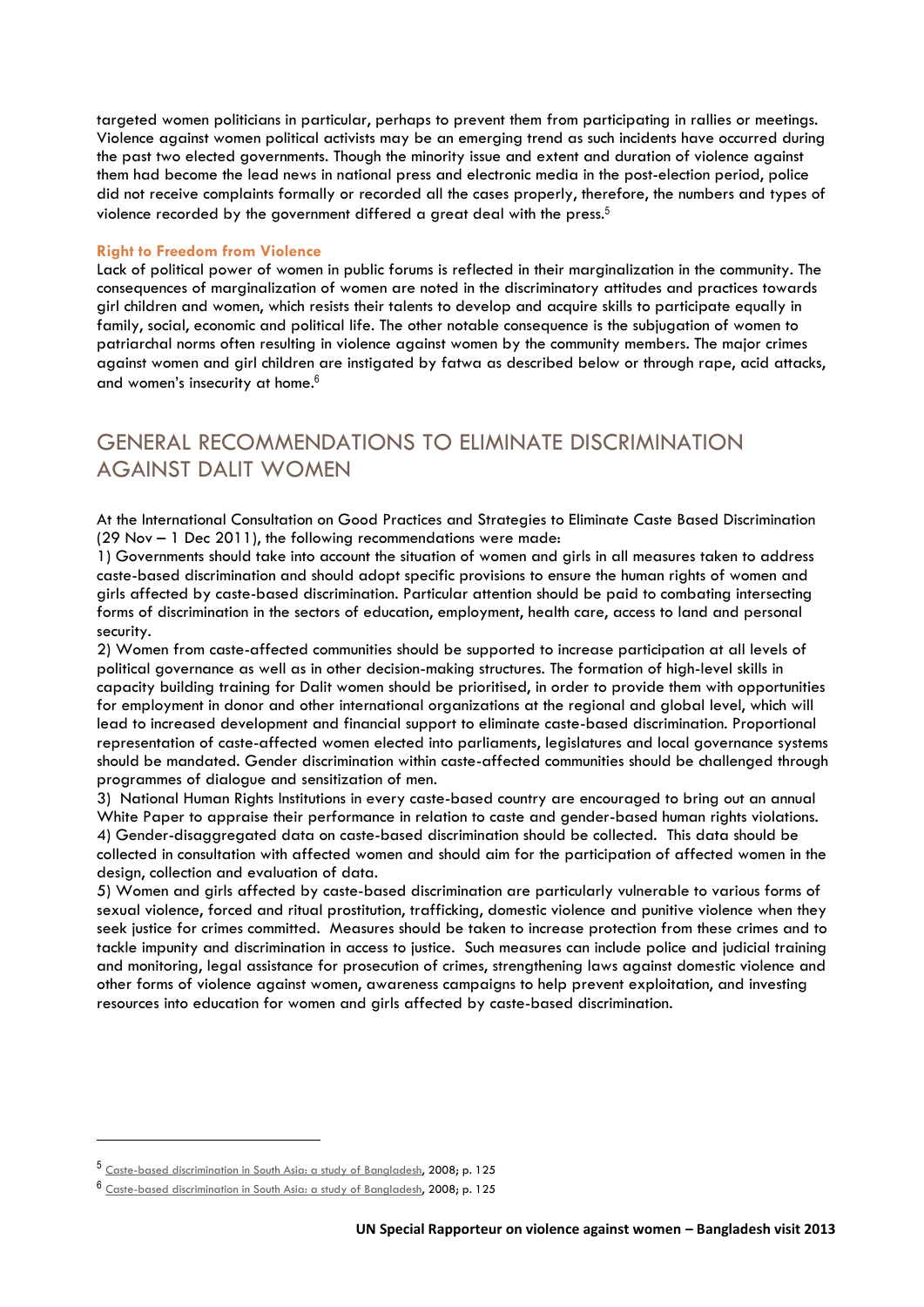targeted women politicians in particular, perhaps to prevent them from participating in rallies or meetings. Violence against women political activists may be an emerging trend as such incidents have occurred during the past two elected governments. Though the minority issue and extent and duration of violence against them had become the lead news in national press and electronic media in the post-election period, police did not receive complaints formally or recorded all the cases properly, therefore, the numbers and types of violence recorded by the government differed a great deal with the press.[5]

### Right to Freedom from Violence

Lack of political power of women in public forums is reflected in their marginalization in the community. The consequences of marginalization of women are noted in the discriminatory attitudes and practices towards girl children and women, which resists their talents to develop and acquire skills to participate equally in family, social, economic and political life. The other notable consequence is the subjugation of women to patriarchal norms often resulting in violence against women by the community members. The major crimes against women and girl children are instigated by fatwa as described below or through rape, acid attacks, and women's insecurity at home.[6]

## GENERAL RECOMMENDATIONS TO ELIMINATE DISCRIMINATION AGAINST DALIT WOMEN

At the International Consultation on Good Practices and Strategies to Eliminate Caste Based Discrimination (29 Nov – 1 Dec 2011), the following recommendations were made:

1) Governments should take into account the situation of women and girls in all measures taken to address caste-based discrimination and should adopt specific provisions to ensure the human rights of women and girls affected by caste-based discrimination. Particular attention should be paid to combating intersecting forms of discrimination in the sectors of education, employment, health care, access to land and personal security.

2) Women from caste-affected communities should be supported to increase participation at all levels of political governance as well as in other decision-making structures. The formation of high-level skills in capacity building training for Dalit women should be prioritised, in order to provide them with opportunities for employment in donor and other international organizations at the regional and global level, which will lead to increased development and financial support to eliminate caste-based discrimination. Proportional representation of caste-affected women elected into parliaments, legislatures and local governance systems should be mandated. Gender discrimination within caste-affected communities should be challenged through programmes of dialogue and sensitization of men.

3) National Human Rights Institutions in every caste-based country are encouraged to bring out an annual White Paper to appraise their performance in relation to caste and gender-based human rights violations.

4) Gender-disaggregated data on caste-based discrimination should be collected. This data should be collected in consultation with affected women and should aim for the participation of affected women in the design, collection and evaluation of data.

5) Women and girls affected by caste-based discrimination are particularly vulnerable to various forms of sexual violence, forced and ritual prostitution, trafficking, domestic violence and punitive violence when they seek justice for crimes committed. Measures should be taken to increase protection from these crimes and to tackle impunity and discrimination in access to justice. Such measures can include police and judicial training and monitoring, legal assistance for prosecution of crimes, strengthening laws against domestic violence and other forms of violence against women, awareness campaigns to help prevent exploitation, and investing resources into education for women and girls affected by caste-based discrimination.

---

[5] Caste-based discrimination in South Asia: a study of Bangladesh, 2008; p. 125

[6] Caste-based discrimination in South Asia: a study of Bangladesh, 2008; p. 125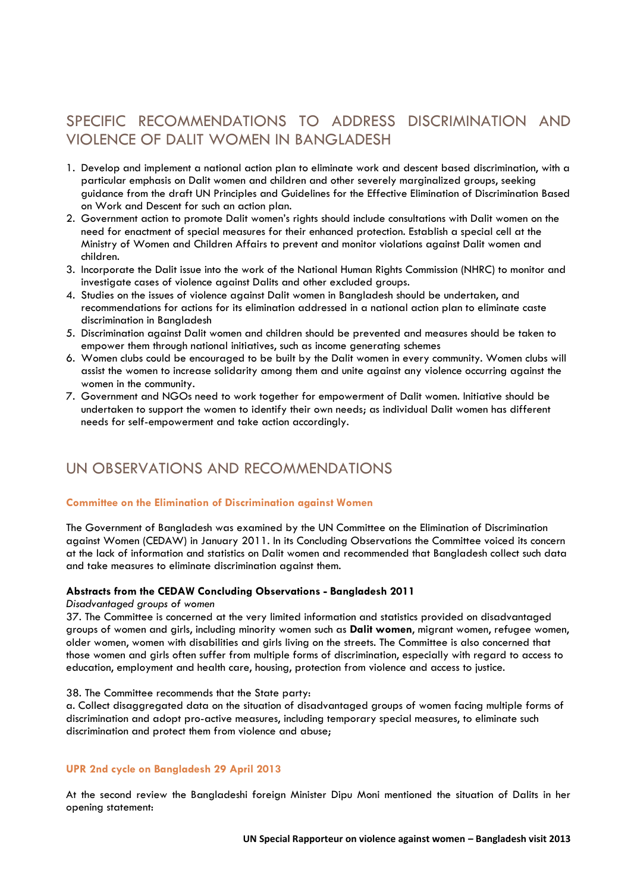# SPECIFIC RECOMMENDATIONS TO ADDRESS DISCRIMINATION AND VIOLENCE OF DALIT WOMEN IN BANGLADESH

1. Develop and implement a national action plan to eliminate work and descent based discrimination, with a particular emphasis on Dalit women and children and other severely marginalized groups, seeking guidance from the draft UN Principles and Guidelines for the Effective Elimination of Discrimination Based on Work and Descent for such an action plan.
2. Government action to promote Dalit women's rights should include consultations with Dalit women on the need for enactment of special measures for their enhanced protection. Establish a special cell at the Ministry of Women and Children Affairs to prevent and monitor violations against Dalit women and children.
3. Incorporate the Dalit issue into the work of the National Human Rights Commission (NHRC) to monitor and investigate cases of violence against Dalits and other excluded groups.
4. Studies on the issues of violence against Dalit women in Bangladesh should be undertaken, and recommendations for actions for its elimination addressed in a national action plan to eliminate caste discrimination in Bangladesh
5. Discrimination against Dalit women and children should be prevented and measures should be taken to empower them through national initiatives, such as income generating schemes
6. Women clubs could be encouraged to be built by the Dalit women in every community. Women clubs will assist the women to increase solidarity among them and unite against any violence occurring against the women in the community.
7. Government and NGOs need to work together for empowerment of Dalit women. Initiative should be undertaken to support the women to identify their own needs; as individual Dalit women has different needs for self-empowerment and take action accordingly.

# UN OBSERVATIONS AND RECOMMENDATIONS

## Committee on the Elimination of Discrimination against Women

The Government of Bangladesh was examined by the UN Committee on the Elimination of Discrimination against Women (CEDAW) in January 2011. In its Concluding Observations the Committee voiced its concern at the lack of information and statistics on Dalit women and recommended that Bangladesh collect such data and take measures to eliminate discrimination against them.

**Abstracts from the CEDAW Concluding Observations - Bangladesh 2011**

*Disadvantaged groups of women*

37. The Committee is concerned at the very limited information and statistics provided on disadvantaged groups of women and girls, including minority women such as **Dalit women**, migrant women, refugee women, older women, women with disabilities and girls living on the streets. The Committee is also concerned that those women and girls often suffer from multiple forms of discrimination, especially with regard to access to education, employment and health care, housing, protection from violence and access to justice.

38. The Committee recommends that the State party:
a. Collect disaggregated data on the situation of disadvantaged groups of women facing multiple forms of discrimination and adopt pro-active measures, including temporary special measures, to eliminate such discrimination and protect them from violence and abuse;

## UPR 2nd cycle on Bangladesh 29 April 2013

At the second review the Bangladeshi foreign Minister Dipu Moni mentioned the situation of Dalits in her opening statement: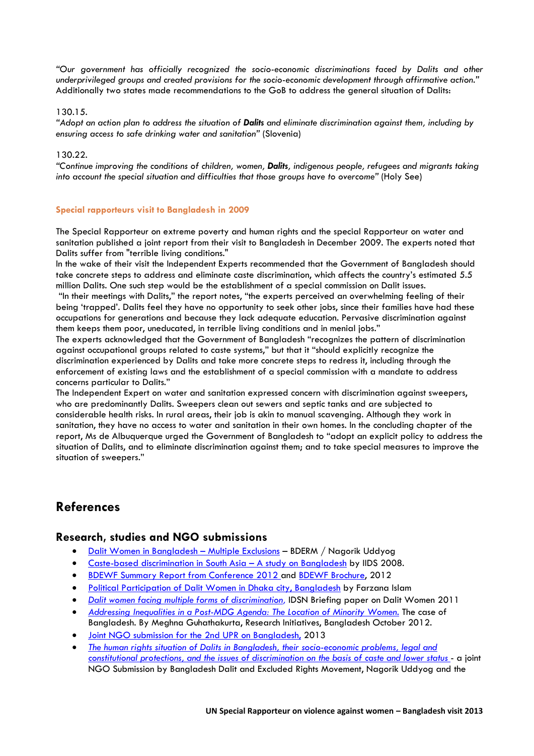*"Our government has officially recognized the socio-economic discriminations faced by Dalits and other underprivileged groups and created provisions for the socio-economic development through affirmative action."* Additionally two states made recommendations to the GoB to address the general situation of Dalits:

130.15.
*"Adopt an action plan to address the situation of **Dalits** and eliminate discrimination against them, including by ensuring access to safe drinking water and sanitation"* (Slovenia)

130.22.
*"Continue improving the conditions of children, women, **Dalits**, indigenous people, refugees and migrants taking into account the special situation and difficulties that those groups have to overcome"* (Holy See)

**Special rapporteurs visit to Bangladesh in 2009**

The Special Rapporteur on extreme poverty and human rights and the special Rapporteur on water and sanitation published a joint report from their visit to Bangladesh in December 2009. The experts noted that Dalits suffer from "terrible living conditions."
In the wake of their visit the Independent Experts recommended that the Government of Bangladesh should take concrete steps to address and eliminate caste discrimination, which affects the country's estimated 5.5 million Dalits. One such step would be the establishment of a special commission on Dalit issues.
"In their meetings with Dalits," the report notes, "the experts perceived an overwhelming feeling of their being 'trapped'. Dalits feel they have no opportunity to seek other jobs, since their families have had these occupations for generations and because they lack adequate education. Pervasive discrimination against them keeps them poor, uneducated, in terrible living conditions and in menial jobs."
The experts acknowledged that the Government of Bangladesh "recognizes the pattern of discrimination against occupational groups related to caste systems," but that it "should explicitly recognize the discrimination experienced by Dalits and take more concrete steps to redress it, including through the enforcement of existing laws and the establishment of a special commission with a mandate to address concerns particular to Dalits."
The Independent Expert on water and sanitation expressed concern with discrimination against sweepers, who are predominantly Dalits. Sweepers clean out sewers and septic tanks and are subjected to considerable health risks. In rural areas, their job is akin to manual scavenging. Although they work in sanitation, they have no access to water and sanitation in their own homes. In the concluding chapter of the report, Ms de Albuquerque urged the Government of Bangladesh to "adopt an explicit policy to address the situation of Dalits, and to eliminate discrimination against them; and to take special measures to improve the situation of sweepers."

# References

## Research, studies and NGO submissions

- Dalit Women in Bangladesh – Multiple Exclusions – BDERM / Nagorik Uddyog
- Caste-based discrimination in South Asia – A study on Bangladesh by IIDS 2008.
- BDEWF Summary Report from Conference 2012 and BDEWF Brochure, 2012
- Political Participation of Dalit Women in Dhaka city, Bangladesh by Farzana Islam
- *Dalit women facing multiple forms of discrimination,* IDSN Briefing paper on Dalit Women 2011
- *Addressing Inequalities in a Post-MDG Agenda: The Location of Minority Women.* The case of Bangladesh. By Meghna Guhathakurta, Research Initiatives, Bangladesh October 2012.
- Joint NGO submission for the 2nd UPR on Bangladesh, 2013
- *The human rights situation of Dalits in Bangladesh, their socio-economic problems, legal and constitutional protections, and the issues of discrimination on the basis of caste and lower status* - a joint NGO Submission by Bangladesh Dalit and Excluded Rights Movement, Nagorik Uddyog and the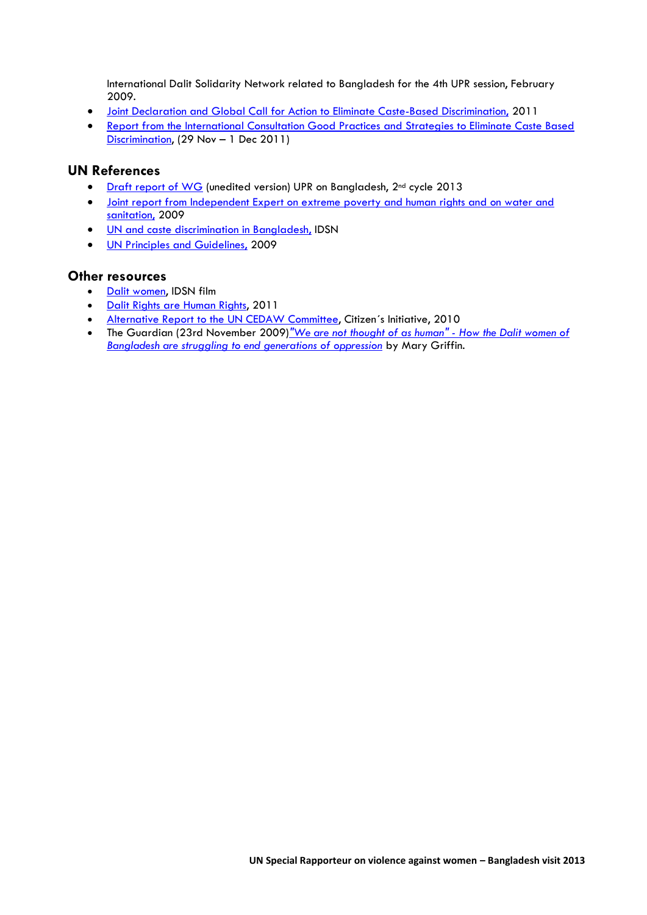International Dalit Solidarity Network related to Bangladesh for the 4th UPR session, February 2009.

- Joint Declaration and Global Call for Action to Eliminate Caste-Based Discrimination, 2011
- Report from the International Consultation Good Practices and Strategies to Eliminate Caste Based Discrimination, (29 Nov – 1 Dec 2011)

## UN References

- Draft report of WG (unedited version) UPR on Bangladesh, 2nd cycle 2013
- Joint report from Independent Expert on extreme poverty and human rights and on water and sanitation, 2009
- UN and caste discrimination in Bangladesh, IDSN
- UN Principles and Guidelines, 2009

## Other resources

- Dalit women, IDSN film
- Dalit Rights are Human Rights, 2011
- Alternative Report to the UN CEDAW Committee, Citizen´s Initiative, 2010
- The Guardian (23rd November 2009)*"We are not thought of as human" - How the Dalit women of Bangladesh are struggling to end generations of oppression* by Mary Griffin.